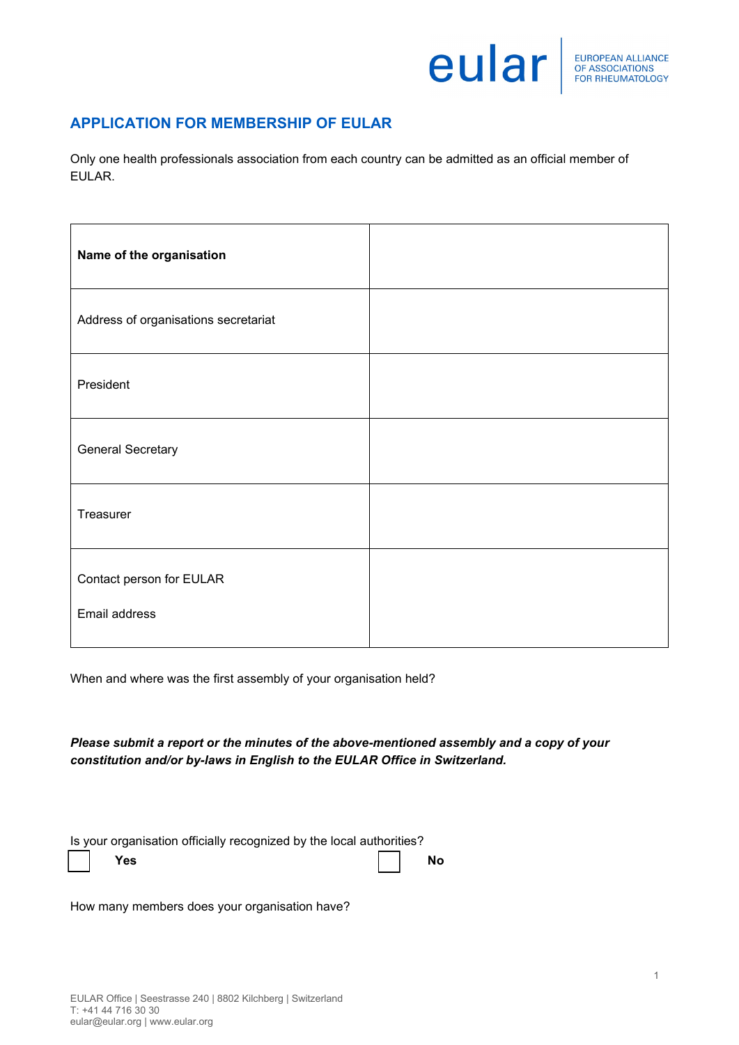# APPLICATION FOR MEMBERSHIP OF EULAR

Only one health professionals association from each country can be admitted as an official member of EULAR.

| **Name of the organisation** | |
|---|---|
| Address of organisations secretariat | |
| President | |
| General Secretary | |
| Treasurer | |
| Contact person for EULAR<br><br>Email address | |

When and where was the first assembly of your organisation held?

***Please submit a report or the minutes of the above-mentioned assembly and a copy of your constitution and/or by-laws in English to the EULAR Office in Switzerland.***

Is your organisation officially recognized by the local authorities?

☐ **Yes** ☐ **No**

How many members does your organisation have?

EULAR Office | Seestrasse 240 | 8802 Kilchberg | Switzerland
T: +41 44 716 30 30
eular@eular.org | www.eular.org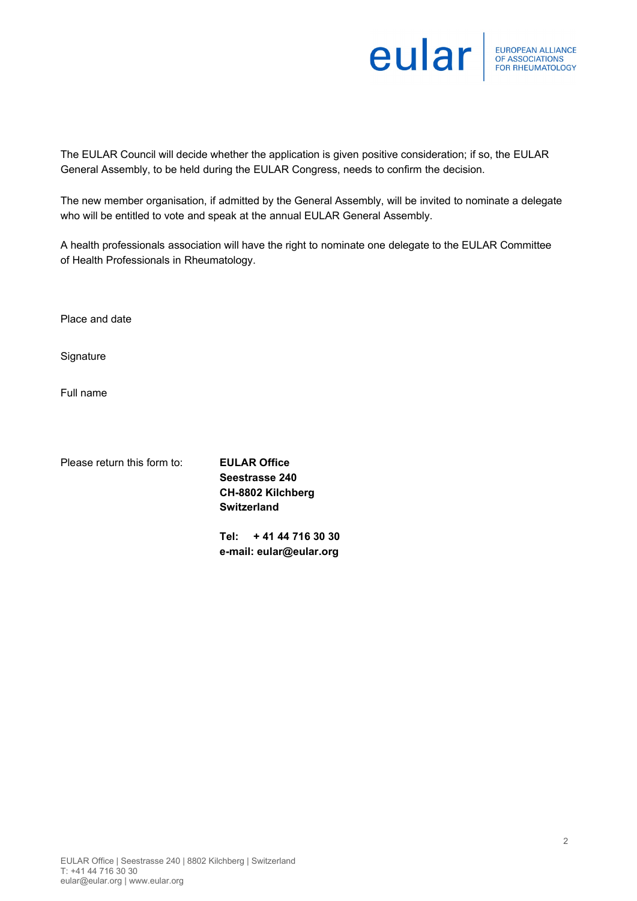The EULAR Council will decide whether the application is given positive consideration; if so, the EULAR General Assembly, to be held during the EULAR Congress, needs to confirm the decision.

The new member organisation, if admitted by the General Assembly, will be invited to nominate a delegate who will be entitled to vote and speak at the annual EULAR General Assembly.

A health professionals association will have the right to nominate one delegate to the EULAR Committee of Health Professionals in Rheumatology.

Place and date

Signature

Full name

Please return this form to:

**EULAR Office**
**Seestrasse 240**
**CH-8802 Kilchberg**
**Switzerland**

**Tel: + 41 44 716 30 30**
**e-mail: eular@eular.org**